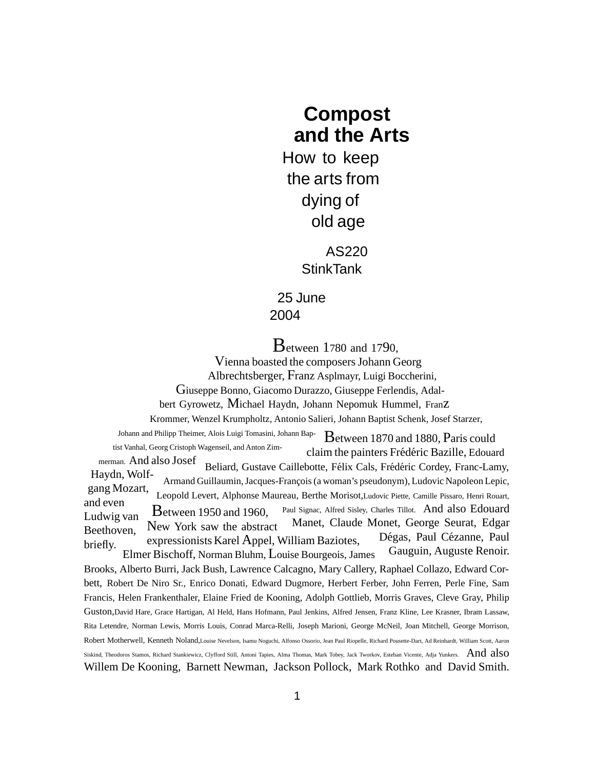# Compost and the Arts

## How to keep the arts from dying of old age

AS220 StinkTank

25 June 2004

Between 1780 and 1790, Vienna boasted the composers Johann Georg Albrechtsberger, Franz Asplmayr, Luigi Boccherini, Giuseppe Bonno, Giacomo Durazzo, Giuseppe Ferlendis, Adalbert Gyrowetz, Michael Haydn, Johann Nepomuk Hummel, Franz Krommer, Wenzel Krumpholtz, Antonio Salieri, Johann Baptist Schenk, Josef Starzer, Johann and Philipp Theimer, Alois Luigi Tomasini, Johann Baptist Vanhal, Georg Cristoph Wagenseil, and Anton Zimmerman. And also Josef Haydn, Wolfgang Mozart, and even Ludwig van Beethoven, briefly.

Between 1870 and 1880, Paris could claim the painters Frédéric Bazille, Edouard Beliard, Gustave Caillebotte, Félix Cals, Frédéric Cordey, Franc-Lamy, Armand Guillaumin, Jacques-François (a woman's pseudonym), Ludovic Napoleon Lepic, Leopold Levert, Alphonse Maureau, Berthe Morisot, Ludovic Piette, Camille Pissaro, Henri Rouart, Paul Signac, Alfred Sisley, Charles Tillot. And also Edouard Manet, Claude Monet, George Seurat, Edgar Dégas, Paul Cézanne, Paul Gauguin, Auguste Renoir.

Between 1950 and 1960, New York saw the abstract expressionists Karel Appel, William Baziotes, Elmer Bischoff, Norman Bluhm, Louise Bourgeois, James Brooks, Alberto Burri, Jack Bush, Lawrence Calcagno, Mary Callery, Raphael Collazo, Edward Corbett, Robert De Niro Sr., Enrico Donati, Edward Dugmore, Herbert Ferber, John Ferren, Perle Fine, Sam Francis, Helen Frankenthaler, Elaine Fried de Kooning, Adolph Gottlieb, Morris Graves, Cleve Gray, Philip Guston, David Hare, Grace Hartigan, Al Held, Hans Hofmann, Paul Jenkins, Alfred Jensen, Franz Kline, Lee Krasner, Ibram Lassaw, Rita Letendre, Norman Lewis, Morris Louis, Conrad Marca-Relli, Joseph Marioni, George McNeil, Joan Mitchell, George Morrison, Robert Motherwell, Kenneth Noland, Louise Nevelson, Isamu Noguchi, Alfonso Ossorio, Jean Paul Riopelle, Richard Pousette-Dart, Ad Reinhardt, William Scott, Aaron Siskind, Theodoros Stamos, Richard Stankiewicz, Clyfford Still, Antoni Tapies, Alma Thomas, Mark Tobey, Jack Tworkov, Esteban Vicente, Adja Yunkers. And also Willem De Kooning, Barnett Newman, Jackson Pollock, Mark Rothko and David Smith.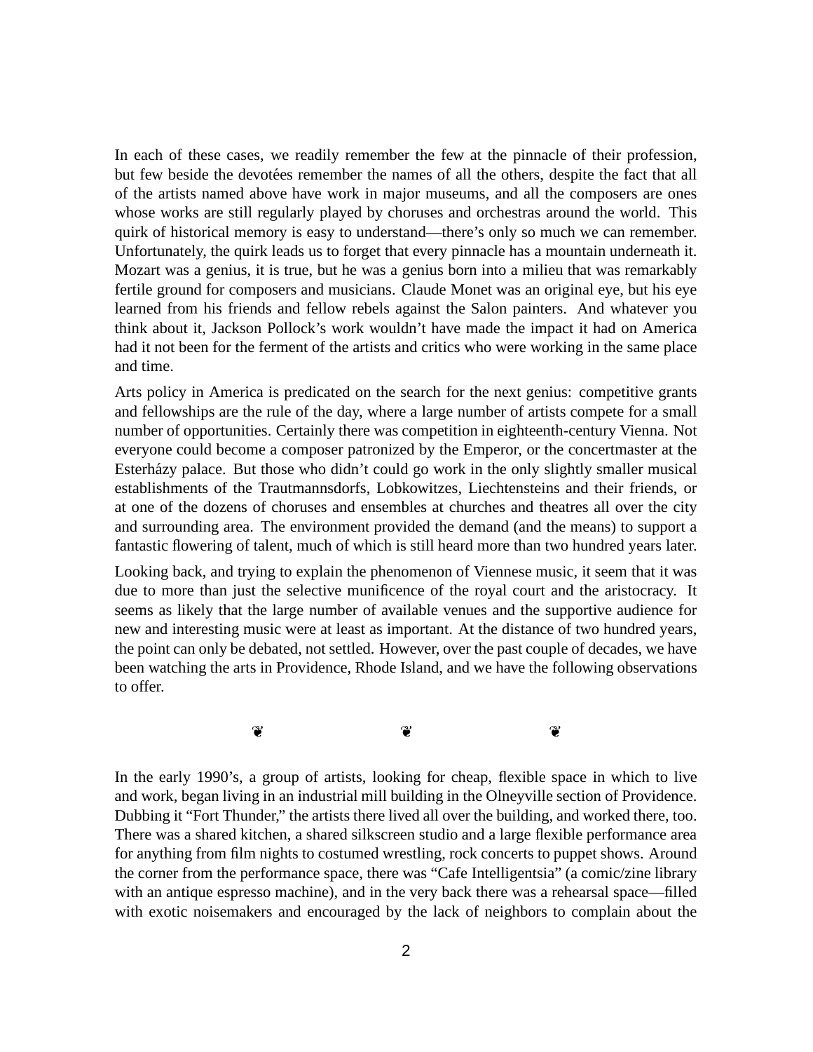In each of these cases, we readily remember the few at the pinnacle of their profession, but few beside the devotées remember the names of all the others, despite the fact that all of the artists named above have work in major museums, and all the composers are ones whose works are still regularly played by choruses and orchestras around the world. This quirk of historical memory is easy to understand—there's only so much we can remember. Unfortunately, the quirk leads us to forget that every pinnacle has a mountain underneath it. Mozart was a genius, it is true, but he was a genius born into a milieu that was remarkably fertile ground for composers and musicians. Claude Monet was an original eye, but his eye learned from his friends and fellow rebels against the Salon painters. And whatever you think about it, Jackson Pollock's work wouldn't have made the impact it had on America had it not been for the ferment of the artists and critics who were working in the same place and time.

Arts policy in America is predicated on the search for the next genius: competitive grants and fellowships are the rule of the day, where a large number of artists compete for a small number of opportunities. Certainly there was competition in eighteenth-century Vienna. Not everyone could become a composer patronized by the Emperor, or the concertmaster at the Esterházy palace. But those who didn't could go work in the only slightly smaller musical establishments of the Trautmannsdorfs, Lobkowitzes, Liechtensteins and their friends, or at one of the dozens of choruses and ensembles at churches and theatres all over the city and surrounding area. The environment provided the demand (and the means) to support a fantastic flowering of talent, much of which is still heard more than two hundred years later.

Looking back, and trying to explain the phenomenon of Viennese music, it seem that it was due to more than just the selective munificence of the royal court and the aristocracy. It seems as likely that the large number of available venues and the supportive audience for new and interesting music were at least as important. At the distance of two hundred years, the point can only be debated, not settled. However, over the past couple of decades, we have been watching the arts in Providence, Rhode Island, and we have the following observations to offer.

❦ ❦ ❦

In the early 1990's, a group of artists, looking for cheap, flexible space in which to live and work, began living in an industrial mill building in the Olneyville section of Providence. Dubbing it "Fort Thunder," the artists there lived all over the building, and worked there, too. There was a shared kitchen, a shared silkscreen studio and a large flexible performance area for anything from film nights to costumed wrestling, rock concerts to puppet shows. Around the corner from the performance space, there was "Cafe Intelligentsia" (a comic/zine library with an antique espresso machine), and in the very back there was a rehearsal space—filled with exotic noisemakers and encouraged by the lack of neighbors to complain about the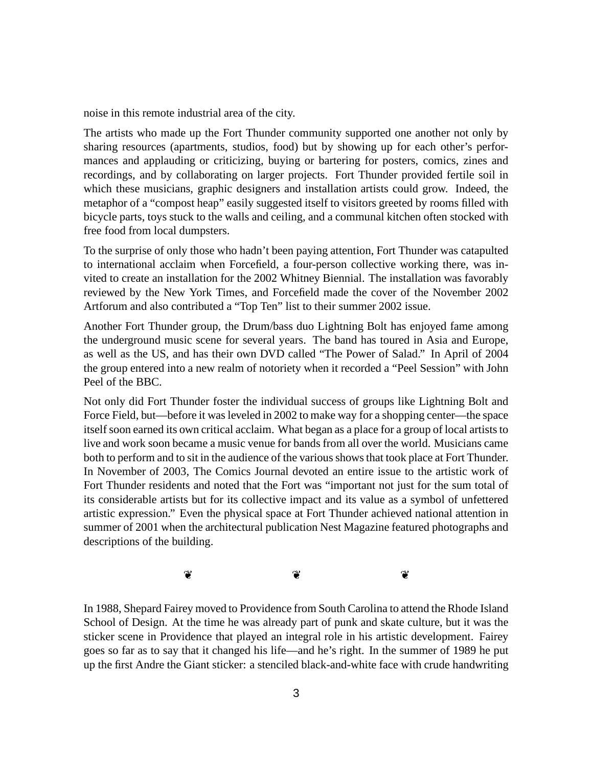noise in this remote industrial area of the city.

The artists who made up the Fort Thunder community supported one another not only by sharing resources (apartments, studios, food) but by showing up for each other's performances and applauding or criticizing, buying or bartering for posters, comics, zines and recordings, and by collaborating on larger projects. Fort Thunder provided fertile soil in which these musicians, graphic designers and installation artists could grow. Indeed, the metaphor of a "compost heap" easily suggested itself to visitors greeted by rooms filled with bicycle parts, toys stuck to the walls and ceiling, and a communal kitchen often stocked with free food from local dumpsters.

To the surprise of only those who hadn't been paying attention, Fort Thunder was catapulted to international acclaim when Forcefield, a four-person collective working there, was invited to create an installation for the 2002 Whitney Biennial. The installation was favorably reviewed by the New York Times, and Forcefield made the cover of the November 2002 Artforum and also contributed a "Top Ten" list to their summer 2002 issue.

Another Fort Thunder group, the Drum/bass duo Lightning Bolt has enjoyed fame among the underground music scene for several years. The band has toured in Asia and Europe, as well as the US, and has their own DVD called "The Power of Salad." In April of 2004 the group entered into a new realm of notoriety when it recorded a "Peel Session" with John Peel of the BBC.

Not only did Fort Thunder foster the individual success of groups like Lightning Bolt and Force Field, but—before it was leveled in 2002 to make way for a shopping center—the space itself soon earned its own critical acclaim. What began as a place for a group of local artists to live and work soon became a music venue for bands from all over the world. Musicians came both to perform and to sit in the audience of the various shows that took place at Fort Thunder. In November of 2003, The Comics Journal devoted an entire issue to the artistic work of Fort Thunder residents and noted that the Fort was "important not just for the sum total of its considerable artists but for its collective impact and its value as a symbol of unfettered artistic expression." Even the physical space at Fort Thunder achieved national attention in summer of 2001 when the architectural publication Nest Magazine featured photographs and descriptions of the building.

❦ ❦ ❦

In 1988, Shepard Fairey moved to Providence from South Carolina to attend the Rhode Island School of Design. At the time he was already part of punk and skate culture, but it was the sticker scene in Providence that played an integral role in his artistic development. Fairey goes so far as to say that it changed his life—and he's right. In the summer of 1989 he put up the first Andre the Giant sticker: a stenciled black-and-white face with crude handwriting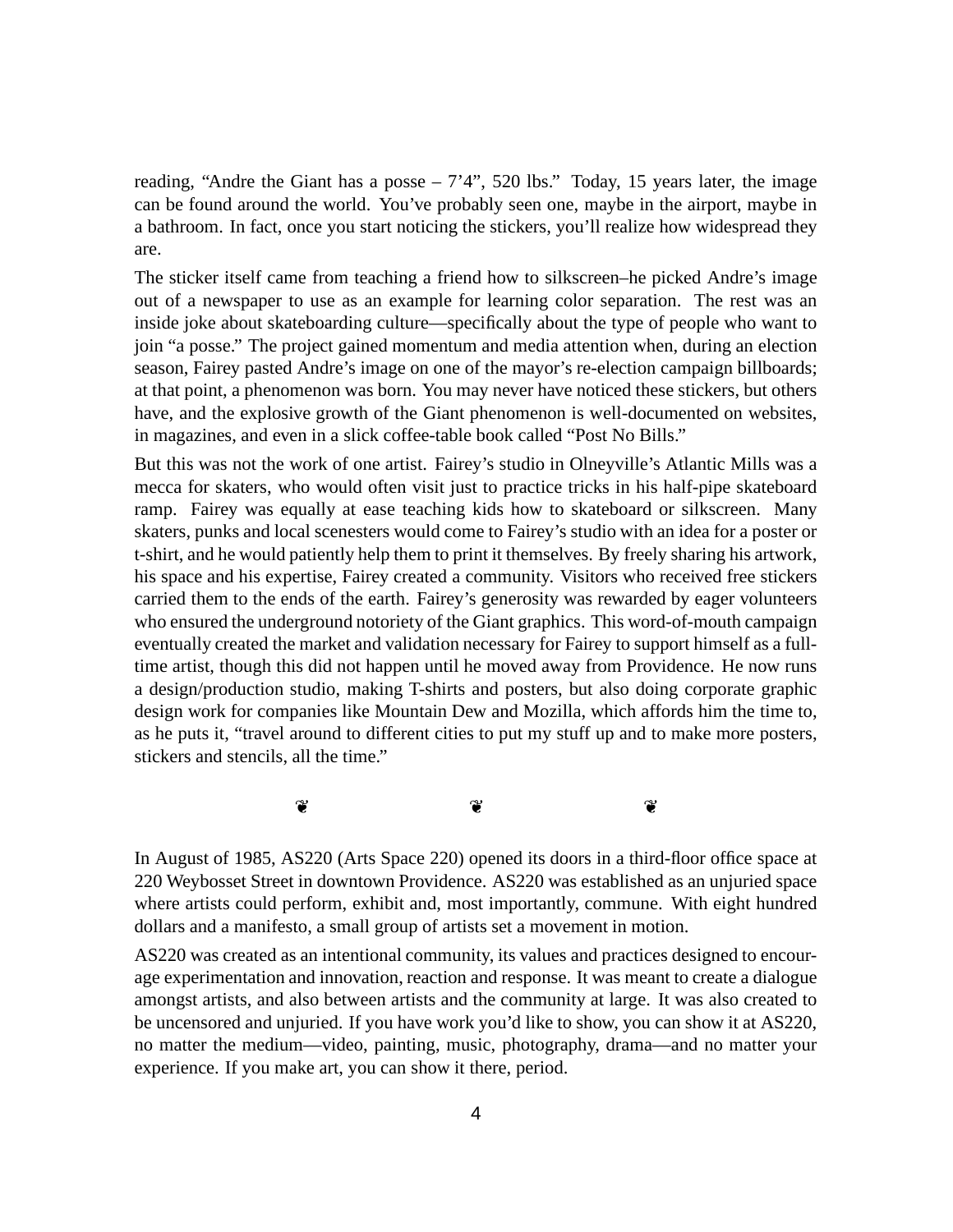reading, “Andre the Giant has a posse – 7’4”, 520 lbs.” Today, 15 years later, the image can be found around the world. You’ve probably seen one, maybe in the airport, maybe in a bathroom. In fact, once you start noticing the stickers, you’ll realize how widespread they are.

The sticker itself came from teaching a friend how to silkscreen–he picked Andre’s image out of a newspaper to use as an example for learning color separation. The rest was an inside joke about skateboarding culture—specifically about the type of people who want to join “a posse.” The project gained momentum and media attention when, during an election season, Fairey pasted Andre’s image on one of the mayor’s re-election campaign billboards; at that point, a phenomenon was born. You may never have noticed these stickers, but others have, and the explosive growth of the Giant phenomenon is well-documented on websites, in magazines, and even in a slick coffee-table book called “Post No Bills.”

But this was not the work of one artist. Fairey’s studio in Olneyville’s Atlantic Mills was a mecca for skaters, who would often visit just to practice tricks in his half-pipe skateboard ramp. Fairey was equally at ease teaching kids how to skateboard or silkscreen. Many skaters, punks and local scenesters would come to Fairey’s studio with an idea for a poster or t-shirt, and he would patiently help them to print it themselves. By freely sharing his artwork, his space and his expertise, Fairey created a community. Visitors who received free stickers carried them to the ends of the earth. Fairey’s generosity was rewarded by eager volunteers who ensured the underground notoriety of the Giant graphics. This word-of-mouth campaign eventually created the market and validation necessary for Fairey to support himself as a full-time artist, though this did not happen until he moved away from Providence. He now runs a design/production studio, making T-shirts and posters, but also doing corporate graphic design work for companies like Mountain Dew and Mozilla, which affords him the time to, as he puts it, “travel around to different cities to put my stuff up and to make more posters, stickers and stencils, all the time.”

❦ ❦ ❦

In August of 1985, AS220 (Arts Space 220) opened its doors in a third-floor office space at 220 Weybosset Street in downtown Providence. AS220 was established as an unjuried space where artists could perform, exhibit and, most importantly, commune. With eight hundred dollars and a manifesto, a small group of artists set a movement in motion.

AS220 was created as an intentional community, its values and practices designed to encourage experimentation and innovation, reaction and response. It was meant to create a dialogue amongst artists, and also between artists and the community at large. It was also created to be uncensored and unjuried. If you have work you’d like to show, you can show it at AS220, no matter the medium—video, painting, music, photography, drama—and no matter your experience. If you make art, you can show it there, period.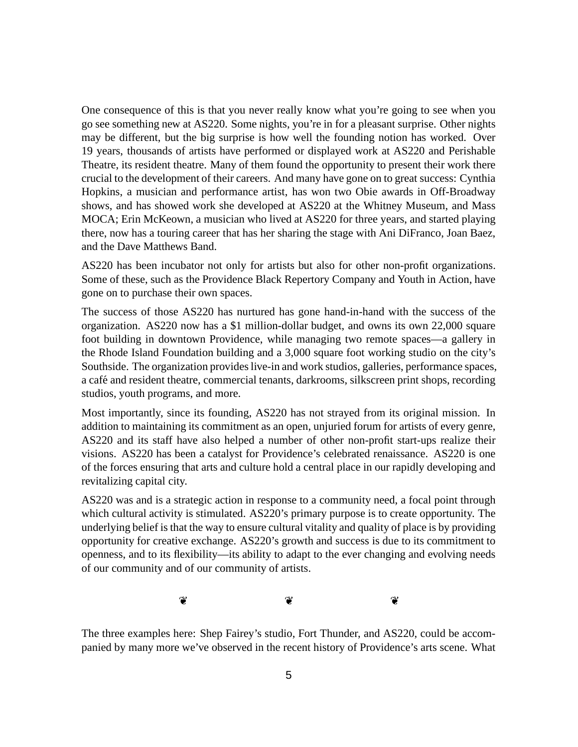One consequence of this is that you never really know what you're going to see when you go see something new at AS220. Some nights, you're in for a pleasant surprise. Other nights may be different, but the big surprise is how well the founding notion has worked. Over 19 years, thousands of artists have performed or displayed work at AS220 and Perishable Theatre, its resident theatre. Many of them found the opportunity to present their work there crucial to the development of their careers. And many have gone on to great success: Cynthia Hopkins, a musician and performance artist, has won two Obie awards in Off-Broadway shows, and has showed work she developed at AS220 at the Whitney Museum, and Mass MOCA; Erin McKeown, a musician who lived at AS220 for three years, and started playing there, now has a touring career that has her sharing the stage with Ani DiFranco, Joan Baez, and the Dave Matthews Band.

AS220 has been incubator not only for artists but also for other non-profit organizations. Some of these, such as the Providence Black Repertory Company and Youth in Action, have gone on to purchase their own spaces.

The success of those AS220 has nurtured has gone hand-in-hand with the success of the organization. AS220 now has a $1 million-dollar budget, and owns its own 22,000 square foot building in downtown Providence, while managing two remote spaces—a gallery in the Rhode Island Foundation building and a 3,000 square foot working studio on the city's Southside. The organization provides live-in and work studios, galleries, performance spaces, a café and resident theatre, commercial tenants, darkrooms, silkscreen print shops, recording studios, youth programs, and more.

Most importantly, since its founding, AS220 has not strayed from its original mission. In addition to maintaining its commitment as an open, unjuried forum for artists of every genre, AS220 and its staff have also helped a number of other non-profit start-ups realize their visions. AS220 has been a catalyst for Providence's celebrated renaissance. AS220 is one of the forces ensuring that arts and culture hold a central place in our rapidly developing and revitalizing capital city.

AS220 was and is a strategic action in response to a community need, a focal point through which cultural activity is stimulated. AS220's primary purpose is to create opportunity. The underlying belief is that the way to ensure cultural vitality and quality of place is by providing opportunity for creative exchange. AS220's growth and success is due to its commitment to openness, and to its flexibility—its ability to adapt to the ever changing and evolving needs of our community and of our community of artists.

❦ ❦ ❦

The three examples here: Shep Fairey's studio, Fort Thunder, and AS220, could be accompanied by many more we've observed in the recent history of Providence's arts scene. What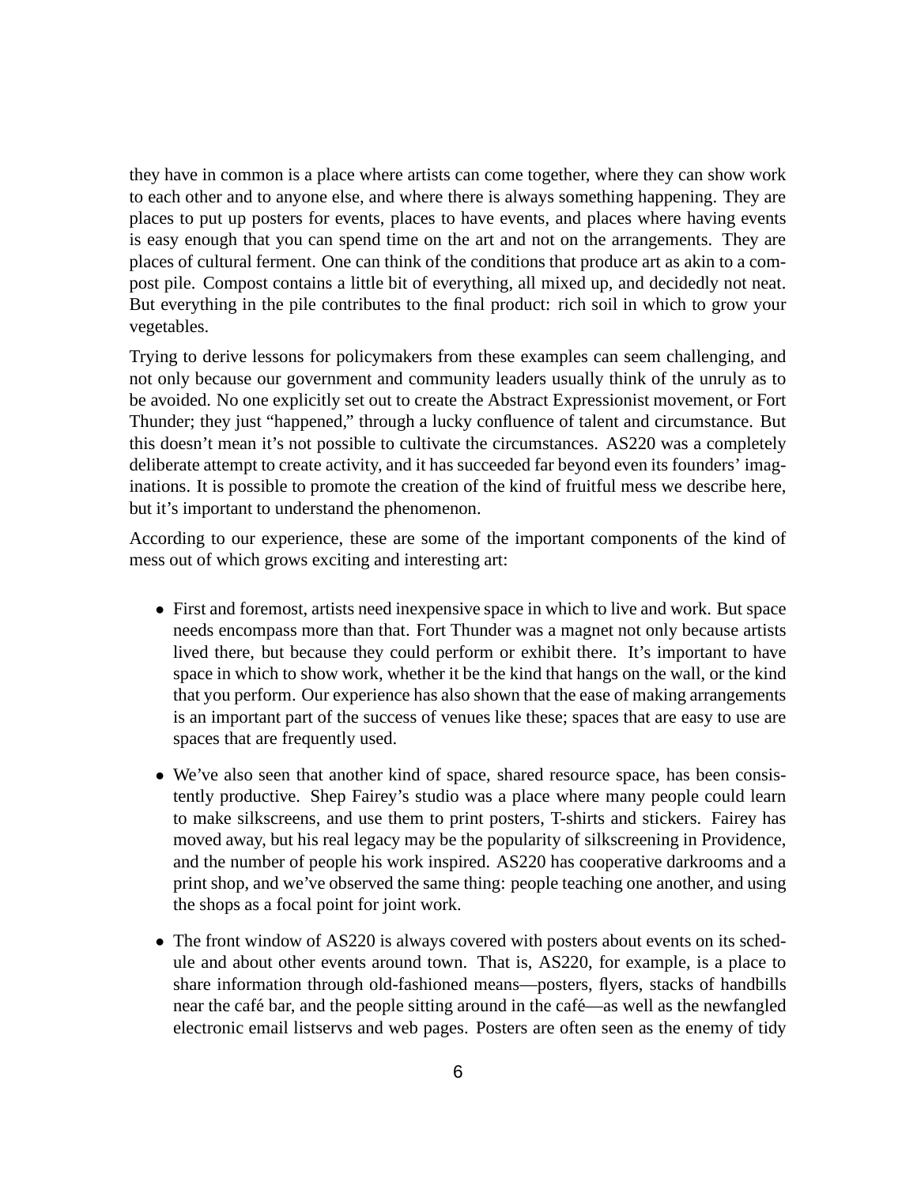they have in common is a place where artists can come together, where they can show work to each other and to anyone else, and where there is always something happening. They are places to put up posters for events, places to have events, and places where having events is easy enough that you can spend time on the art and not on the arrangements. They are places of cultural ferment. One can think of the conditions that produce art as akin to a compost pile. Compost contains a little bit of everything, all mixed up, and decidedly not neat. But everything in the pile contributes to the final product: rich soil in which to grow your vegetables.

Trying to derive lessons for policymakers from these examples can seem challenging, and not only because our government and community leaders usually think of the unruly as to be avoided. No one explicitly set out to create the Abstract Expressionist movement, or Fort Thunder; they just "happened," through a lucky confluence of talent and circumstance. But this doesn't mean it's not possible to cultivate the circumstances. AS220 was a completely deliberate attempt to create activity, and it has succeeded far beyond even its founders' imaginations. It is possible to promote the creation of the kind of fruitful mess we describe here, but it's important to understand the phenomenon.

According to our experience, these are some of the important components of the kind of mess out of which grows exciting and interesting art:

- First and foremost, artists need inexpensive space in which to live and work. But space needs encompass more than that. Fort Thunder was a magnet not only because artists lived there, but because they could perform or exhibit there. It's important to have space in which to show work, whether it be the kind that hangs on the wall, or the kind that you perform. Our experience has also shown that the ease of making arrangements is an important part of the success of venues like these; spaces that are easy to use are spaces that are frequently used.

- We've also seen that another kind of space, shared resource space, has been consistently productive. Shep Fairey's studio was a place where many people could learn to make silkscreens, and use them to print posters, T-shirts and stickers. Fairey has moved away, but his real legacy may be the popularity of silkscreening in Providence, and the number of people his work inspired. AS220 has cooperative darkrooms and a print shop, and we've observed the same thing: people teaching one another, and using the shops as a focal point for joint work.

- The front window of AS220 is always covered with posters about events on its schedule and about other events around town. That is, AS220, for example, is a place to share information through old-fashioned means—posters, flyers, stacks of handbills near the café bar, and the people sitting around in the café—as well as the newfangled electronic email listservs and web pages. Posters are often seen as the enemy of tidy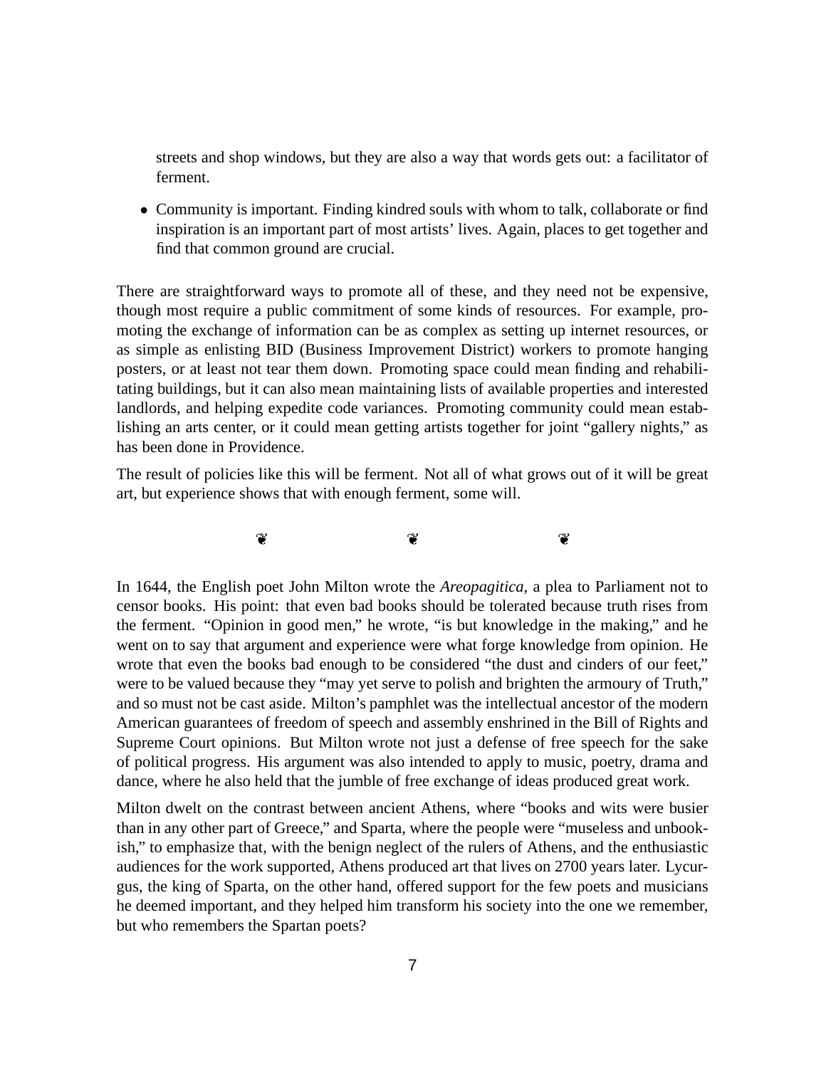streets and shop windows, but they are also a way that words gets out: a facilitator of ferment.

- Community is important. Finding kindred souls with whom to talk, collaborate or find inspiration is an important part of most artists' lives. Again, places to get together and find that common ground are crucial.

There are straightforward ways to promote all of these, and they need not be expensive, though most require a public commitment of some kinds of resources. For example, promoting the exchange of information can be as complex as setting up internet resources, or as simple as enlisting BID (Business Improvement District) workers to promote hanging posters, or at least not tear them down. Promoting space could mean finding and rehabilitating buildings, but it can also mean maintaining lists of available properties and interested landlords, and helping expedite code variances. Promoting community could mean establishing an arts center, or it could mean getting artists together for joint "gallery nights," as has been done in Providence.

The result of policies like this will be ferment. Not all of what grows out of it will be great art, but experience shows that with enough ferment, some will.

❦ ❦ ❦

In 1644, the English poet John Milton wrote the *Areopagitica*, a plea to Parliament not to censor books. His point: that even bad books should be tolerated because truth rises from the ferment. "Opinion in good men," he wrote, "is but knowledge in the making," and he went on to say that argument and experience were what forge knowledge from opinion. He wrote that even the books bad enough to be considered "the dust and cinders of our feet," were to be valued because they "may yet serve to polish and brighten the armoury of Truth," and so must not be cast aside. Milton's pamphlet was the intellectual ancestor of the modern American guarantees of freedom of speech and assembly enshrined in the Bill of Rights and Supreme Court opinions. But Milton wrote not just a defense of free speech for the sake of political progress. His argument was also intended to apply to music, poetry, drama and dance, where he also held that the jumble of free exchange of ideas produced great work.

Milton dwelt on the contrast between ancient Athens, where "books and wits were busier than in any other part of Greece," and Sparta, where the people were "museless and unbookish," to emphasize that, with the benign neglect of the rulers of Athens, and the enthusiastic audiences for the work supported, Athens produced art that lives on 2700 years later. Lycurgus, the king of Sparta, on the other hand, offered support for the few poets and musicians he deemed important, and they helped him transform his society into the one we remember, but who remembers the Spartan poets?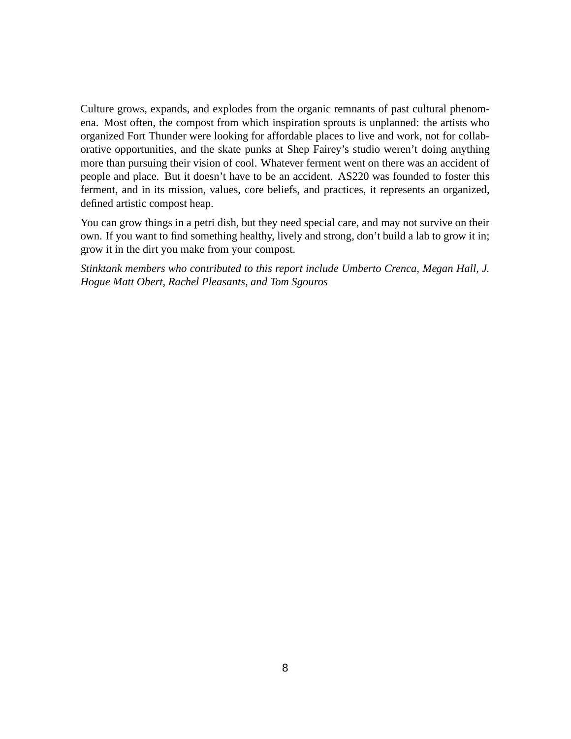Culture grows, expands, and explodes from the organic remnants of past cultural phenomena. Most often, the compost from which inspiration sprouts is unplanned: the artists who organized Fort Thunder were looking for affordable places to live and work, not for collaborative opportunities, and the skate punks at Shep Fairey's studio weren't doing anything more than pursuing their vision of cool. Whatever ferment went on there was an accident of people and place. But it doesn't have to be an accident. AS220 was founded to foster this ferment, and in its mission, values, core beliefs, and practices, it represents an organized, defined artistic compost heap.

You can grow things in a petri dish, but they need special care, and may not survive on their own. If you want to find something healthy, lively and strong, don't build a lab to grow it in; grow it in the dirt you make from your compost.

*Stinktank members who contributed to this report include Umberto Crenca, Megan Hall, J. Hogue Matt Obert, Rachel Pleasants, and Tom Sgouros*